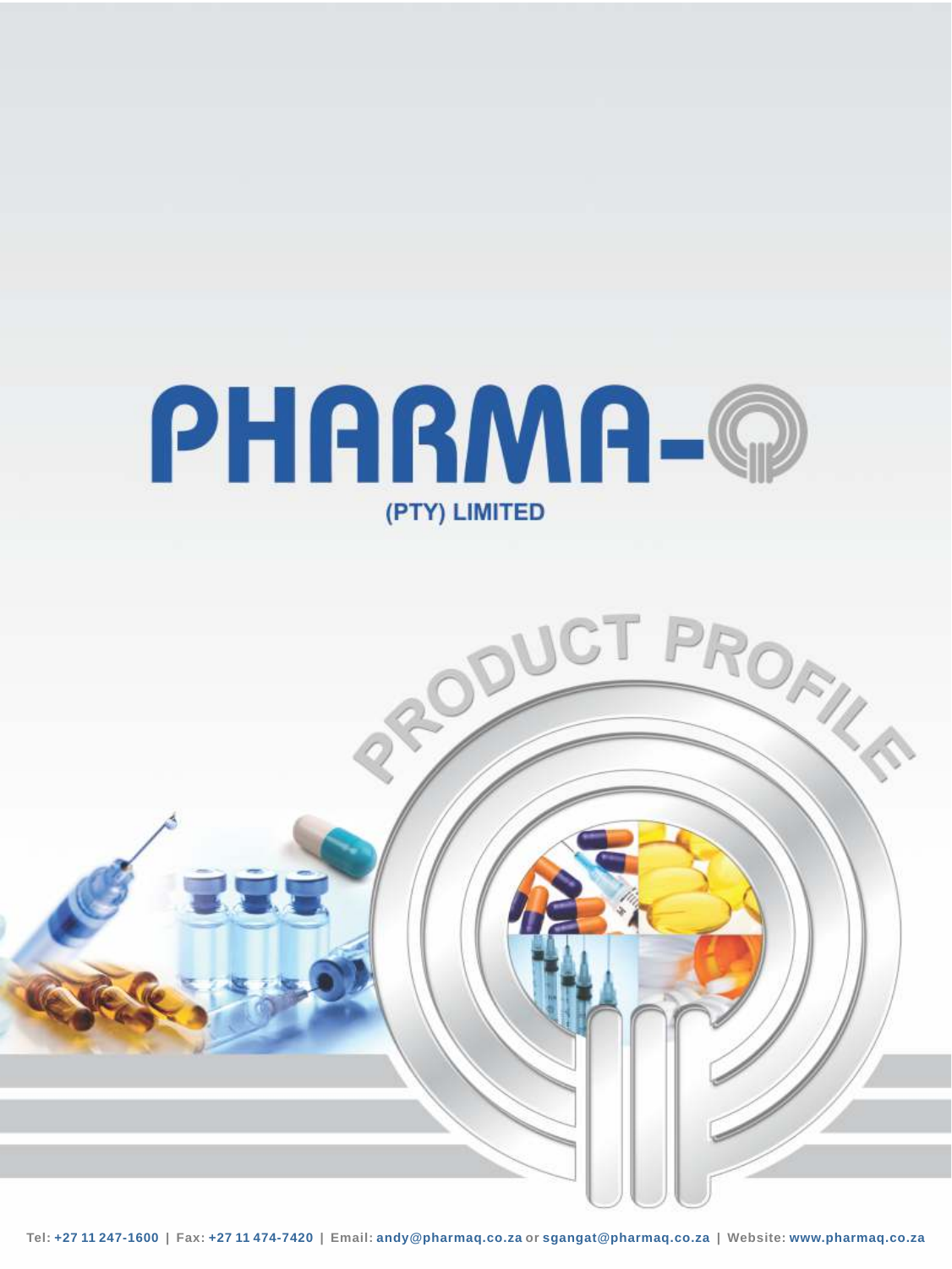# PHARMA-Q

**(PTY) LIMITED**

## PRODUCT PROFILE

Tel: +27 11 247-1600 | Fax: +27 11 474-7420 | Email: andy@pharmaq.co.za or sgangat@pharmaq.co.za | Website: www.pharmaq.co.za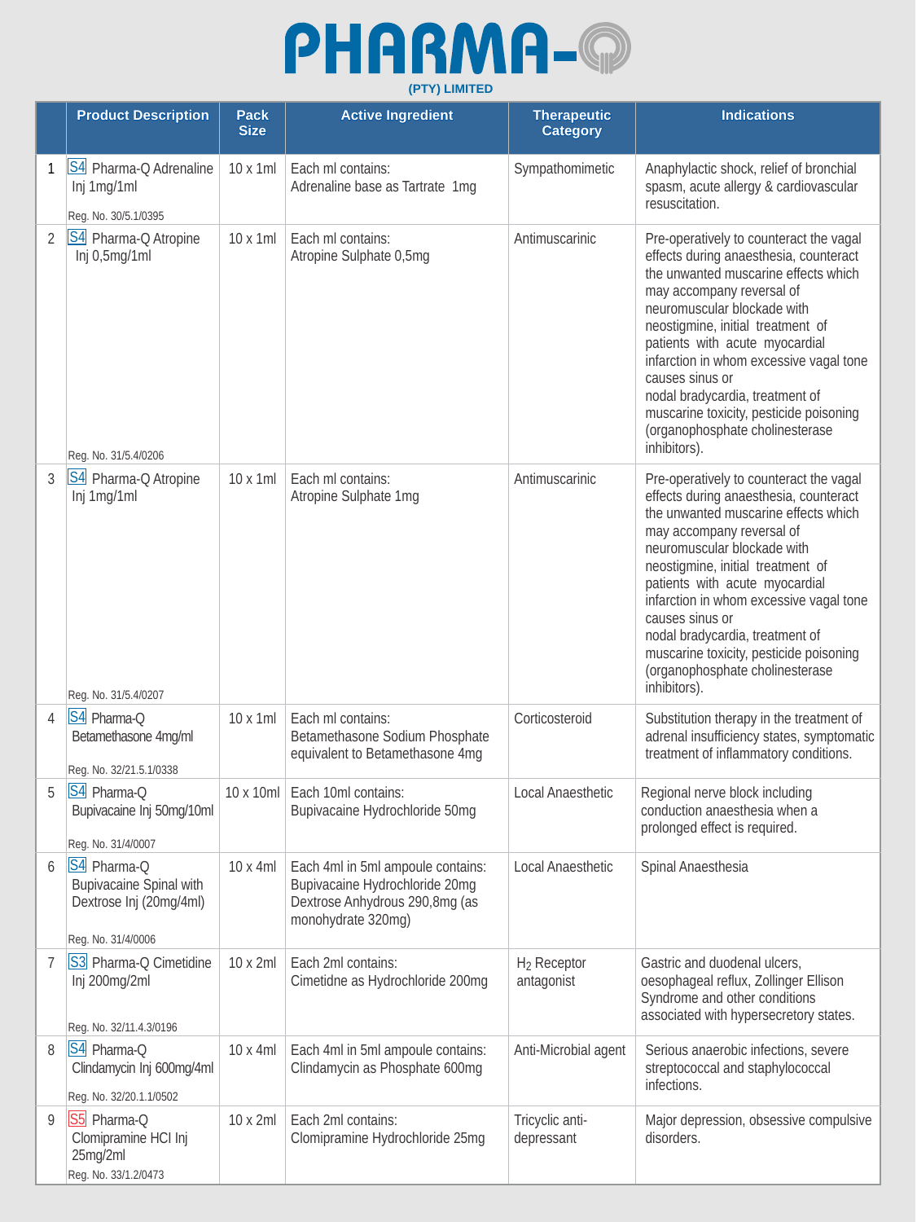# PHARMA-Q

(PTY) LIMITED

| | Product Description | Pack Size | Active Ingredient | Therapeutic Category | Indications |
|---|---|---|---|---|---|
| 1 | S4 Pharma-Q Adrenaline Inj 1mg/1ml<br>Reg. No. 30/5.1/0395 | 10 x 1ml | Each ml contains:<br>Adrenaline base as Tartrate 1mg | Sympathomimetic | Anaphylactic shock, relief of bronchial spasm, acute allergy & cardiovascular resuscitation. |
| 2 | S4 Pharma-Q Atropine Inj 0,5mg/1ml<br>Reg. No. 31/5.4/0206 | 10 x 1ml | Each ml contains:<br>Atropine Sulphate 0,5mg | Antimuscarinic | Pre-operatively to counteract the vagal effects during anaesthesia, counteract the unwanted muscarine effects which may accompany reversal of neuromuscular blockade with neostigmine, initial treatment of patients with acute myocardial infarction in whom excessive vagal tone causes sinus or nodal bradycardia, treatment of muscarine toxicity, pesticide poisoning (organophosphate cholinesterase inhibitors). |
| 3 | S4 Pharma-Q Atropine Inj 1mg/1ml<br>Reg. No. 31/5.4/0207 | 10 x 1ml | Each ml contains:<br>Atropine Sulphate 1mg | Antimuscarinic | Pre-operatively to counteract the vagal effects during anaesthesia, counteract the unwanted muscarine effects which may accompany reversal of neuromuscular blockade with neostigmine, initial treatment of patients with acute myocardial infarction in whom excessive vagal tone causes sinus or nodal bradycardia, treatment of muscarine toxicity, pesticide poisoning (organophosphate cholinesterase inhibitors). |
| 4 | S4 Pharma-Q Betamethasone 4mg/ml<br>Reg. No. 32/21.5.1/0338 | 10 x 1ml | Each ml contains:<br>Betamethasone Sodium Phosphate equivalent to Betamethasone 4mg | Corticosteroid | Substitution therapy in the treatment of adrenal insufficiency states, symptomatic treatment of inflammatory conditions. |
| 5 | S4 Pharma-Q Bupivacaine Inj 50mg/10ml<br>Reg. No. 31/4/0007 | 10 x 10ml | Each 10ml contains:<br>Bupivacaine Hydrochloride 50mg | Local Anaesthetic | Regional nerve block including conduction anaesthesia when a prolonged effect is required. |
| 6 | S4 Pharma-Q Bupivacaine Spinal with Dextrose Inj (20mg/4ml)<br>Reg. No. 31/4/0006 | 10 x 4ml | Each 4ml in 5ml ampoule contains:<br>Bupivacaine Hydrochloride 20mg<br>Dextrose Anhydrous 290,8mg (as monohydrate 320mg) | Local Anaesthetic | Spinal Anaesthesia |
| 7 | S3 Pharma-Q Cimetidine Inj 200mg/2ml<br>Reg. No. 32/11.4.3/0196 | 10 x 2ml | Each 2ml contains:<br>Cimetidne as Hydrochloride 200mg | $H_2$ Receptor antagonist | Gastric and duodenal ulcers, oesophageal reflux, Zollinger Ellison Syndrome and other conditions associated with hypersecretory states. |
| 8 | S4 Pharma-Q Clindamycin Inj 600mg/4ml<br>Reg. No. 32/20.1.1/0502 | 10 x 4ml | Each 4ml in 5ml ampoule contains:<br>Clindamycin as Phosphate 600mg | Anti-Microbial agent | Serious anaerobic infections, severe streptococcal and staphylococcal infections. |
| 9 | S5 Pharma-Q Clomipramine HCl Inj 25mg/2ml<br>Reg. No. 33/1.2/0473 | 10 x 2ml | Each 2ml contains:<br>Clomipramine Hydrochloride 25mg | Tricyclic anti-depressant | Major depression, obsessive compulsive disorders. |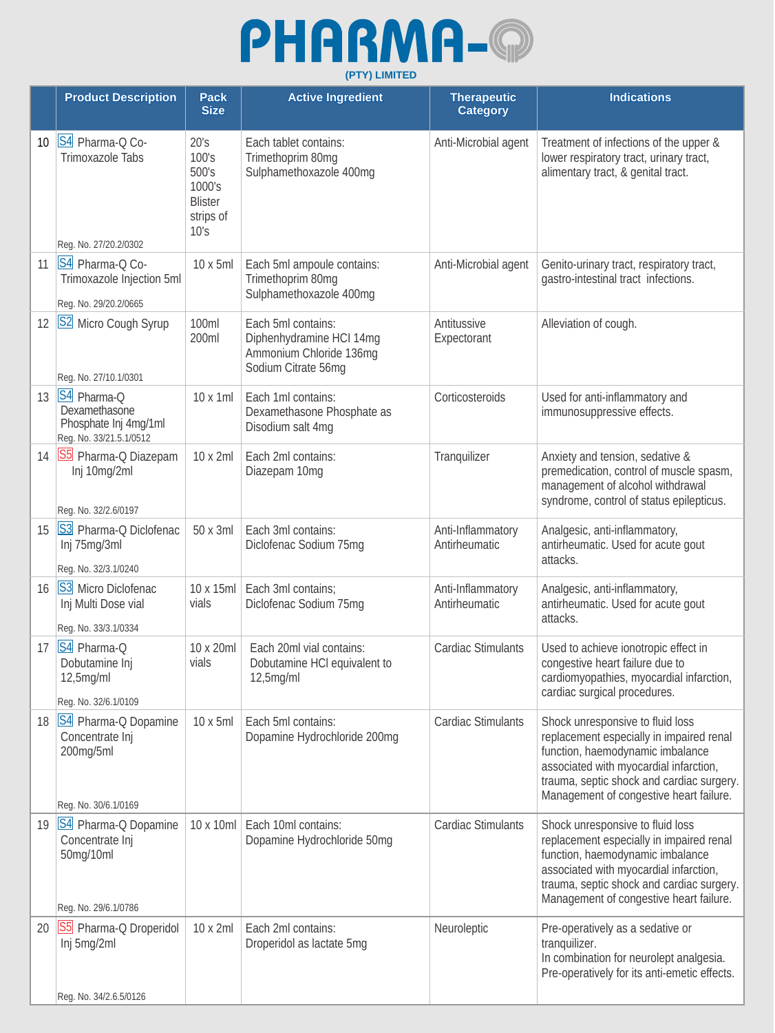# PHARMA-Q

**(PTY) LIMITED**

| | Product Description | Pack Size | Active Ingredient | Therapeutic Category | Indications |
|---|---|---|---|---|---|
| 10 | S4 Pharma-Q Co-Trimoxazole Tabs<br>Reg. No. 27/20.2/0302 | 20's<br>100's<br>500's<br>1000's<br>Blister strips of 10's | Each tablet contains:<br>Trimethoprim 80mg<br>Sulphamethoxazole 400mg | Anti-Microbial agent | Treatment of infections of the upper & lower respiratory tract, urinary tract, alimentary tract, & genital tract. |
| 11 | S4 Pharma-Q Co-Trimoxazole Injection 5ml<br>Reg. No. 29/20.2/0665 | 10 x 5ml | Each 5ml ampoule contains:<br>Trimethoprim 80mg<br>Sulphamethoxazole 400mg | Anti-Microbial agent | Genito-urinary tract, respiratory tract, gastro-intestinal tract infections. |
| 12 | S2 Micro Cough Syrup<br>Reg. No. 27/10.1/0301 | 100ml<br>200ml | Each 5ml contains:<br>Diphenhydramine HCl 14mg<br>Ammonium Chloride 136mg<br>Sodium Citrate 56mg | Antitussive<br>Expectorant | Alleviation of cough. |
| 13 | S4 Pharma-Q Dexamethasone Phosphate Inj 4mg/1ml<br>Reg. No. 33/21.5.1/0512 | 10 x 1ml | Each 1ml contains:<br>Dexamethasone Phosphate as Disodium salt 4mg | Corticosteroids | Used for anti-inflammatory and immunosuppressive effects. |
| 14 | S5 Pharma-Q Diazepam Inj 10mg/2ml<br>Reg. No. 32/2.6/0197 | 10 x 2ml | Each 2ml contains:<br>Diazepam 10mg | Tranquilizer | Anxiety and tension, sedative & premedication, control of muscle spasm, management of alcohol withdrawal syndrome, control of status epilepticus. |
| 15 | S3 Pharma-Q Diclofenac Inj 75mg/3ml<br>Reg. No. 32/3.1/0240 | 50 x 3ml | Each 3ml contains:<br>Diclofenac Sodium 75mg | Anti-Inflammatory<br>Antirheumatic | Analgesic, anti-inflammatory, antirheumatic. Used for acute gout attacks. |
| 16 | S3 Micro Diclofenac Inj Multi Dose vial<br>Reg. No. 33/3.1/0334 | 10 x 15ml vials | Each 3ml contains;<br>Diclofenac Sodium 75mg | Anti-Inflammatory<br>Antirheumatic | Analgesic, anti-inflammatory, antirheumatic. Used for acute gout attacks. |
| 17 | S4 Pharma-Q Dobutamine Inj 12,5mg/ml<br>Reg. No. 32/6.1/0109 | 10 x 20ml vials | Each 20ml vial contains:<br>Dobutamine HCl equivalent to 12,5mg/ml | Cardiac Stimulants | Used to achieve ionotropic effect in congestive heart failure due to cardiomyopathies, myocardial infarction, cardiac surgical procedures. |
| 18 | S4 Pharma-Q Dopamine Concentrate Inj 200mg/5ml<br>Reg. No. 30/6.1/0169 | 10 x 5ml | Each 5ml contains:<br>Dopamine Hydrochloride 200mg | Cardiac Stimulants | Shock unresponsive to fluid loss replacement especially in impaired renal function, haemodynamic imbalance associated with myocardial infarction, trauma, septic shock and cardiac surgery. Management of congestive heart failure. |
| 19 | S4 Pharma-Q Dopamine Concentrate Inj 50mg/10ml<br>Reg. No. 29/6.1/0786 | 10 x 10ml | Each 10ml contains:<br>Dopamine Hydrochloride 50mg | Cardiac Stimulants | Shock unresponsive to fluid loss replacement especially in impaired renal function, haemodynamic imbalance associated with myocardial infarction, trauma, septic shock and cardiac surgery. Management of congestive heart failure. |
| 20 | S5 Pharma-Q Droperidol Inj 5mg/2ml<br>Reg. No. 34/2.6.5/0126 | 10 x 2ml | Each 2ml contains:<br>Droperidol as lactate 5mg | Neuroleptic | Pre-operatively as a sedative or tranquilizer.<br>In combination for neurolept analgesia.<br>Pre-operatively for its anti-emetic effects. |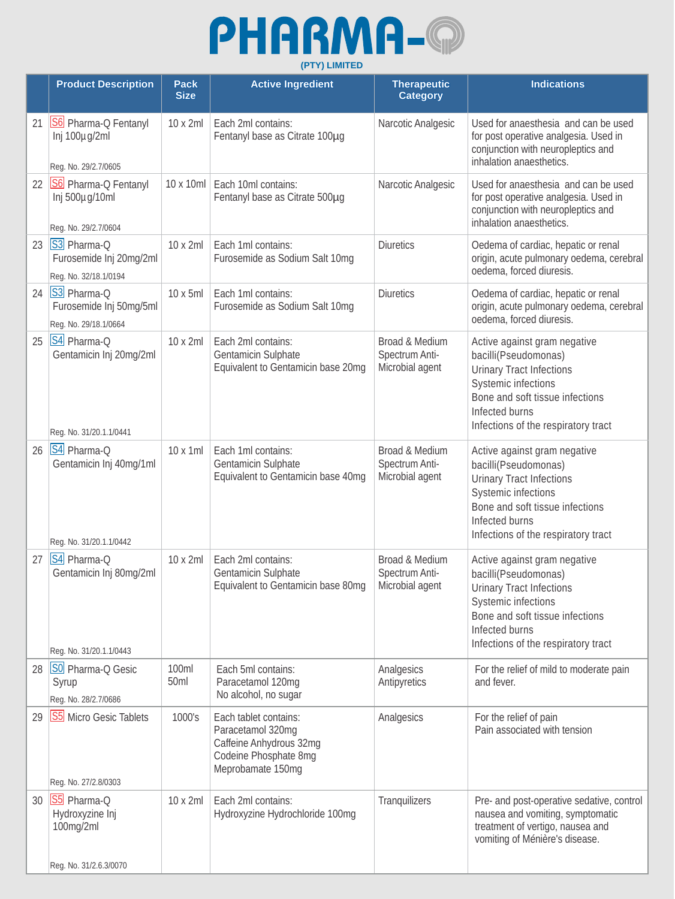# PHARMA-Q

(PTY) LIMITED

| | Product Description | Pack Size | Active Ingredient | Therapeutic Category | Indications |
|---|---|---|---|---|---|
| 21 | S6 Pharma-Q Fentanyl Inj 100µg/2ml<br>Reg. No. 29/2.7/0605 | 10 x 2ml | Each 2ml contains:<br>Fentanyl base as Citrate 100µg | Narcotic Analgesic | Used for anaesthesia and can be used for post operative analgesia. Used in conjunction with neuropleptics and inhalation anaesthetics. |
| 22 | S6 Pharma-Q Fentanyl Inj 500µg/10ml<br>Reg. No. 29/2.7/0604 | 10 x 10ml | Each 10ml contains:<br>Fentanyl base as Citrate 500µg | Narcotic Analgesic | Used for anaesthesia and can be used for post operative analgesia. Used in conjunction with neuropleptics and inhalation anaesthetics. |
| 23 | S3 Pharma-Q Furosemide Inj 20mg/2ml<br>Reg. No. 32/18.1/0194 | 10 x 2ml | Each 1ml contains:<br>Furosemide as Sodium Salt 10mg | Diuretics | Oedema of cardiac, hepatic or renal origin, acute pulmonary oedema, cerebral oedema, forced diuresis. |
| 24 | S3 Pharma-Q Furosemide Inj 50mg/5ml<br>Reg. No. 29/18.1/0664 | 10 x 5ml | Each 1ml contains:<br>Furosemide as Sodium Salt 10mg | Diuretics | Oedema of cardiac, hepatic or renal origin, acute pulmonary oedema, cerebral oedema, forced diuresis. |
| 25 | S4 Pharma-Q Gentamicin Inj 20mg/2ml<br>Reg. No. 31/20.1.1/0441 | 10 x 2ml | Each 2ml contains:<br>Gentamicin Sulphate<br>Equivalent to Gentamicin base 20mg | Broad & Medium Spectrum Anti-Microbial agent | Active against gram negative bacilli(Pseudomonas)<br>Urinary Tract Infections<br>Systemic infections<br>Bone and soft tissue infections<br>Infected burns<br>Infections of the respiratory tract |
| 26 | S4 Pharma-Q Gentamicin Inj 40mg/1ml<br>Reg. No. 31/20.1.1/0442 | 10 x 1ml | Each 1ml contains:<br>Gentamicin Sulphate<br>Equivalent to Gentamicin base 40mg | Broad & Medium Spectrum Anti-Microbial agent | Active against gram negative bacilli(Pseudomonas)<br>Urinary Tract Infections<br>Systemic infections<br>Bone and soft tissue infections<br>Infected burns<br>Infections of the respiratory tract |
| 27 | S4 Pharma-Q Gentamicin Inj 80mg/2ml<br>Reg. No. 31/20.1.1/0443 | 10 x 2ml | Each 2ml contains:<br>Gentamicin Sulphate<br>Equivalent to Gentamicin base 80mg | Broad & Medium Spectrum Anti-Microbial agent | Active against gram negative bacilli(Pseudomonas)<br>Urinary Tract Infections<br>Systemic infections<br>Bone and soft tissue infections<br>Infected burns<br>Infections of the respiratory tract |
| 28 | S0 Pharma-Q Gesic Syrup<br>Reg. No. 28/2.7/0686 | 100ml<br>50ml | Each 5ml contains:<br>Paracetamol 120mg<br>No alcohol, no sugar | Analgesics<br>Antipyretics | For the relief of mild to moderate pain and fever. |
| 29 | S5 Micro Gesic Tablets<br>Reg. No. 27/2.8/0303 | 1000's | Each tablet contains:<br>Paracetamol 320mg<br>Caffeine Anhydrous 32mg<br>Codeine Phosphate 8mg<br>Meprobamate 150mg | Analgesics | For the relief of pain<br>Pain associated with tension |
| 30 | S5 Pharma-Q Hydroxyzine Inj 100mg/2ml<br>Reg. No. 31/2.6.3/0070 | 10 x 2ml | Each 2ml contains:<br>Hydroxyzine Hydrochloride 100mg | Tranquilizers | Pre- and post-operative sedative, control nausea and vomiting, symptomatic treatment of vertigo, nausea and vomiting of Ménière's disease. |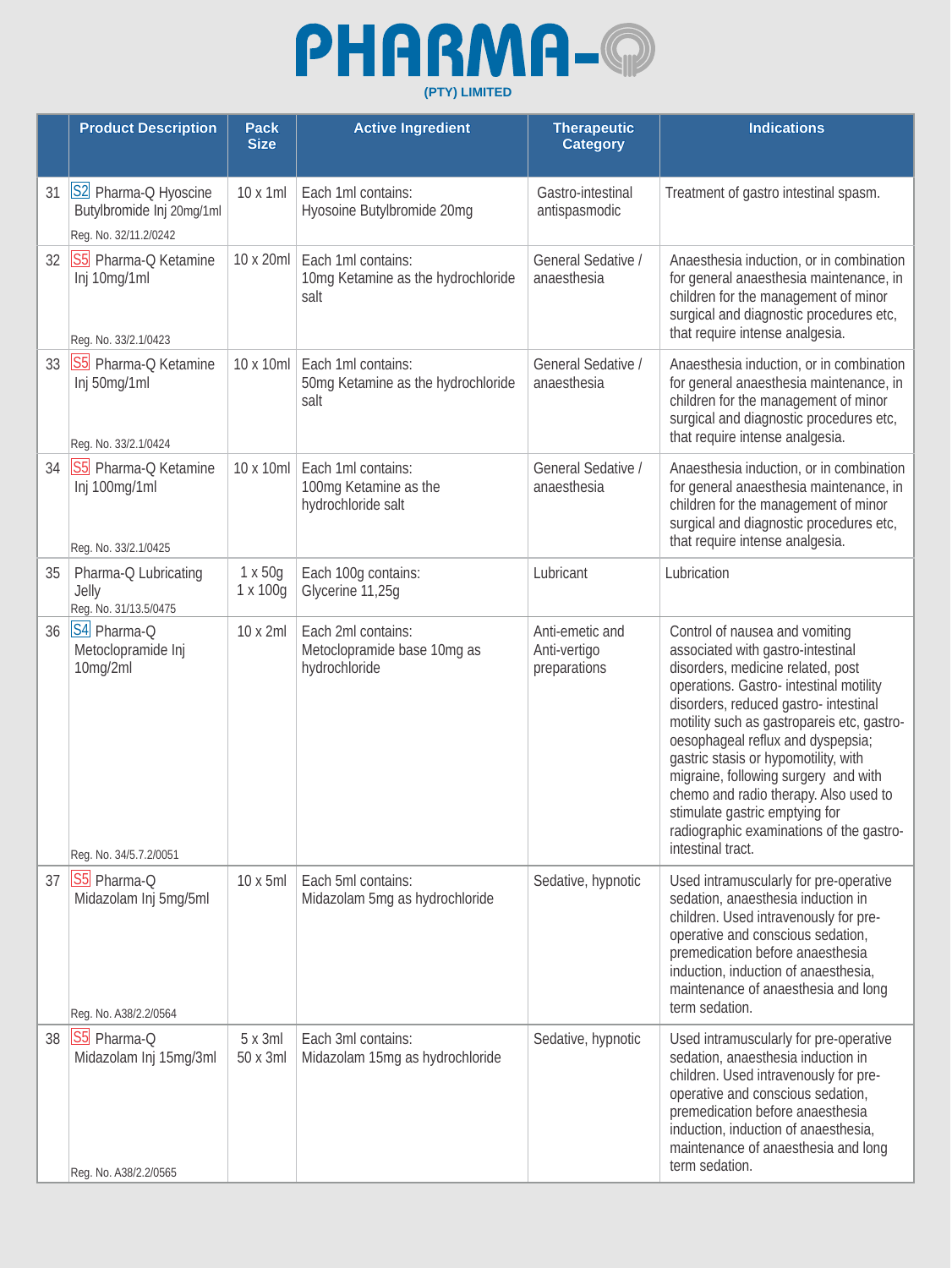# PHARMA-Q

(PTY) LIMITED

| | Product Description | Pack Size | Active Ingredient | Therapeutic Category | Indications |
|---|---|---|---|---|---|
| 31 | S2 Pharma-Q Hyoscine Butylbromide Inj 20mg/1ml Reg. No. 32/11.2/0242 | 10 x 1ml | Each 1ml contains: Hyosoine Butylbromide 20mg | Gastro-intestinal antispasmodic | Treatment of gastro intestinal spasm. |
| 32 | S5 Pharma-Q Ketamine Inj 10mg/1ml Reg. No. 33/2.1/0423 | 10 x 20ml | Each 1ml contains: 10mg Ketamine as the hydrochloride salt | General Sedative / anaesthesia | Anaesthesia induction, or in combination for general anaesthesia maintenance, in children for the management of minor surgical and diagnostic procedures etc, that require intense analgesia. |
| 33 | S5 Pharma-Q Ketamine Inj 50mg/1ml Reg. No. 33/2.1/0424 | 10 x 10ml | Each 1ml contains: 50mg Ketamine as the hydrochloride salt | General Sedative / anaesthesia | Anaesthesia induction, or in combination for general anaesthesia maintenance, in children for the management of minor surgical and diagnostic procedures etc, that require intense analgesia. |
| 34 | S5 Pharma-Q Ketamine Inj 100mg/1ml Reg. No. 33/2.1/0425 | 10 x 10ml | Each 1ml contains: 100mg Ketamine as the hydrochloride salt | General Sedative / anaesthesia | Anaesthesia induction, or in combination for general anaesthesia maintenance, in children for the management of minor surgical and diagnostic procedures etc, that require intense analgesia. |
| 35 | Pharma-Q Lubricating Jelly Reg. No. 31/13.5/0475 | 1 x 50g 1 x 100g | Each 100g contains: Glycerine 11,25g | Lubricant | Lubrication |
| 36 | S4 Pharma-Q Metoclopramide Inj 10mg/2ml Reg. No. 34/5.7.2/0051 | 10 x 2ml | Each 2ml contains: Metoclopramide base 10mg as hydrochloride | Anti-emetic and Anti-vertigo preparations | Control of nausea and vomiting associated with gastro-intestinal disorders, medicine related, post operations. Gastro- intestinal motility disorders, reduced gastro- intestinal motility such as gastropareis etc, gastro-oesophageal reflux and dyspepsia; gastric stasis or hypomotility, with migraine, following surgery and with chemo and radio therapy. Also used to stimulate gastric emptying for radiographic examinations of the gastro-intestinal tract. |
| 37 | S5 Pharma-Q Midazolam Inj 5mg/5ml Reg. No. A38/2.2/0564 | 10 x 5ml | Each 5ml contains: Midazolam 5mg as hydrochloride | Sedative, hypnotic | Used intramuscularly for pre-operative sedation, anaesthesia induction in children. Used intravenously for pre-operative and conscious sedation, premedication before anaesthesia induction, induction of anaesthesia, maintenance of anaesthesia and long term sedation. |
| 38 | S5 Pharma-Q Midazolam Inj 15mg/3ml Reg. No. A38/2.2/0565 | 5 x 3ml 50 x 3ml | Each 3ml contains: Midazolam 15mg as hydrochloride | Sedative, hypnotic | Used intramuscularly for pre-operative sedation, anaesthesia induction in children. Used intravenously for pre-operative and conscious sedation, premedication before anaesthesia induction, induction of anaesthesia, maintenance of anaesthesia and long term sedation. |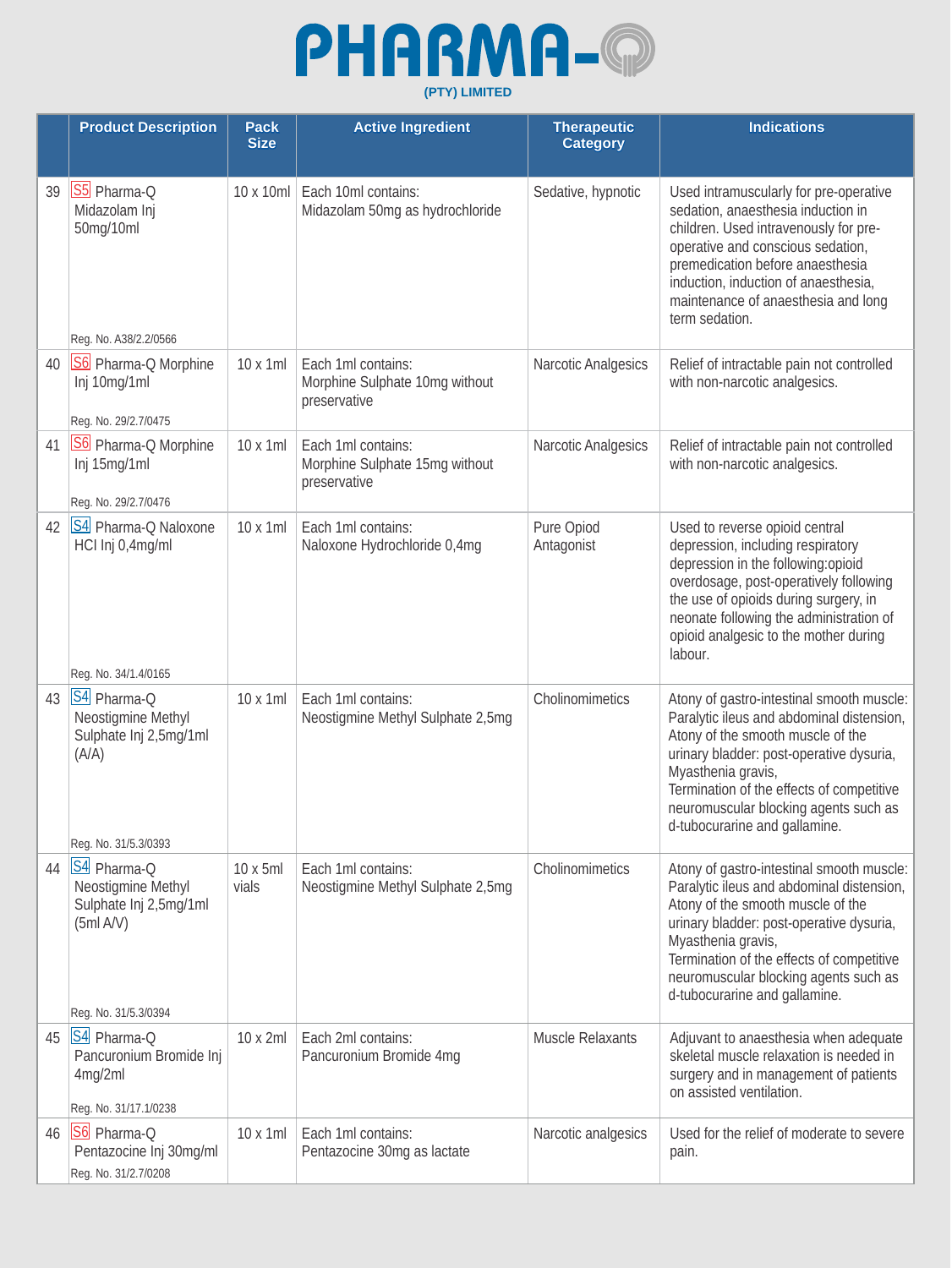# PHARMA-Q

(PTY) LIMITED

| | Product Description | Pack Size | Active Ingredient | Therapeutic Category | Indications |
|---|---|---|---|---|---|
| 39 | S5 Pharma-Q Midazolam Inj 50mg/10ml<br>Reg. No. A38/2.2/0566 | 10 x 10ml | Each 10ml contains:<br>Midazolam 50mg as hydrochloride | Sedative, hypnotic | Used intramuscularly for pre-operative sedation, anaesthesia induction in children. Used intravenously for pre-operative and conscious sedation, premedication before anaesthesia induction, induction of anaesthesia, maintenance of anaesthesia and long term sedation. |
| 40 | S6 Pharma-Q Morphine Inj 10mg/1ml<br>Reg. No. 29/2.7/0475 | 10 x 1ml | Each 1ml contains:<br>Morphine Sulphate 10mg without preservative | Narcotic Analgesics | Relief of intractable pain not controlled with non-narcotic analgesics. |
| 41 | S6 Pharma-Q Morphine Inj 15mg/1ml<br>Reg. No. 29/2.7/0476 | 10 x 1ml | Each 1ml contains:<br>Morphine Sulphate 15mg without preservative | Narcotic Analgesics | Relief of intractable pain not controlled with non-narcotic analgesics. |
| 42 | S4 Pharma-Q Naloxone HCl Inj 0,4mg/ml<br>Reg. No. 34/1.4/0165 | 10 x 1ml | Each 1ml contains:<br>Naloxone Hydrochloride 0,4mg | Pure Opioid Antagonist | Used to reverse opioid central depression, including respiratory depression in the following:opioid overdosage, post-operatively following the use of opioids during surgery, in neonate following the administration of opioid analgesic to the mother during labour. |
| 43 | S4 Pharma-Q Neostigmine Methyl Sulphate Inj 2,5mg/1ml (A/A)<br>Reg. No. 31/5.3/0393 | 10 x 1ml | Each 1ml contains:<br>Neostigmine Methyl Sulphate 2,5mg | Cholinomimetics | Atony of gastro-intestinal smooth muscle: Paralytic ileus and abdominal distension, Atony of the smooth muscle of the urinary bladder: post-operative dysuria, Myasthenia gravis,<br>Termination of the effects of competitive neuromuscular blocking agents such as d-tubocurarine and gallamine. |
| 44 | S4 Pharma-Q Neostigmine Methyl Sulphate Inj 2,5mg/1ml (5ml A/V)<br>Reg. No. 31/5.3/0394 | 10 x 5ml vials | Each 1ml contains:<br>Neostigmine Methyl Sulphate 2,5mg | Cholinomimetics | Atony of gastro-intestinal smooth muscle: Paralytic ileus and abdominal distension, Atony of the smooth muscle of the urinary bladder: post-operative dysuria, Myasthenia gravis,<br>Termination of the effects of competitive neuromuscular blocking agents such as d-tubocurarine and gallamine. |
| 45 | S4 Pharma-Q Pancuronium Bromide Inj 4mg/2ml<br>Reg. No. 31/17.1/0238 | 10 x 2ml | Each 2ml contains:<br>Pancuronium Bromide 4mg | Muscle Relaxants | Adjuvant to anaesthesia when adequate skeletal muscle relaxation is needed in surgery and in management of patients on assisted ventilation. |
| 46 | S6 Pharma-Q Pentazocine Inj 30mg/ml<br>Reg. No. 31/2.7/0208 | 10 x 1ml | Each 1ml contains:<br>Pentazocine 30mg as lactate | Narcotic analgesics | Used for the relief of moderate to severe pain. |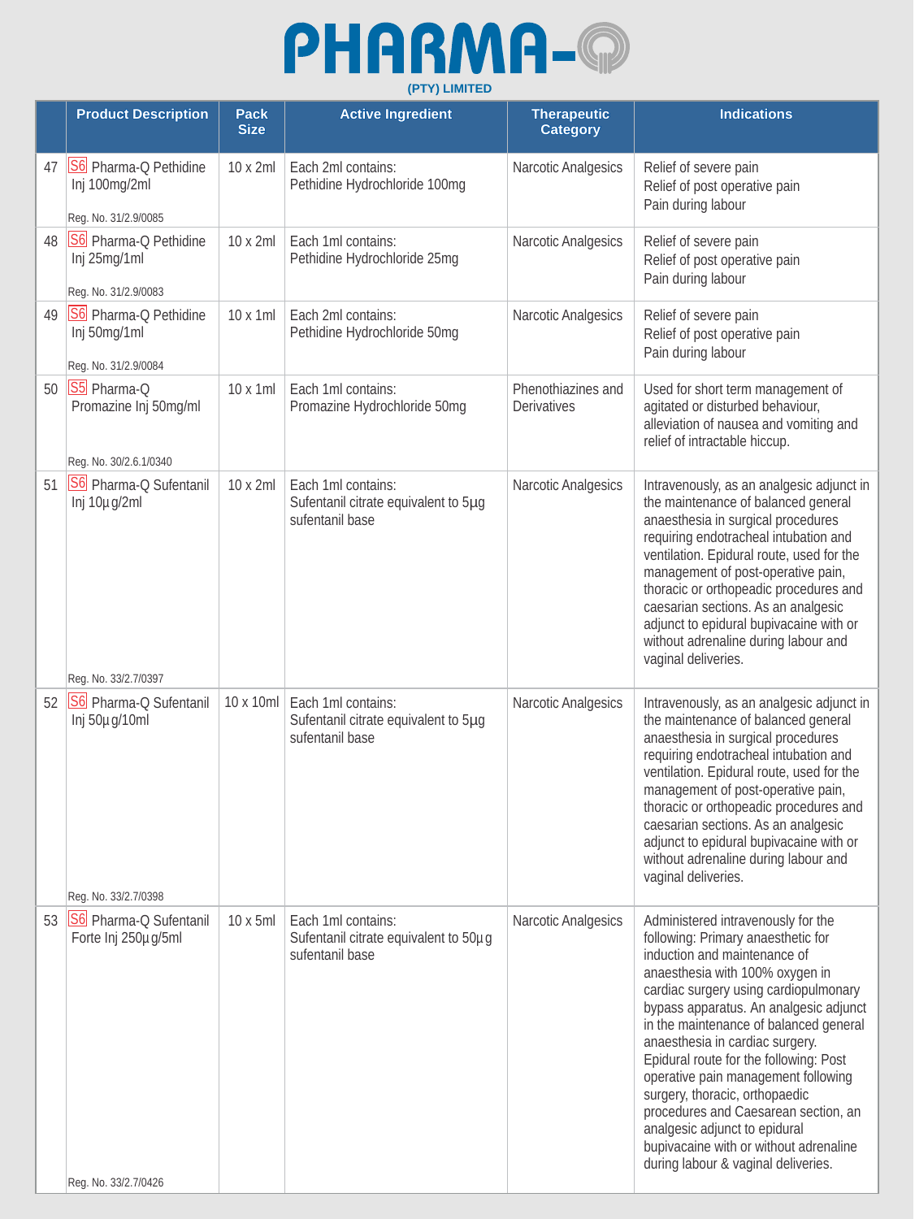# PHARMA-Q

(PTY) LIMITED

| | Product Description | Pack Size | Active Ingredient | Therapeutic Category | Indications |
|---|---|---|---|---|---|
| 47 | S6 Pharma-Q Pethidine Inj 100mg/2ml<br>Reg. No. 31/2.9/0085 | 10 x 2ml | Each 2ml contains:<br>Pethidine Hydrochloride 100mg | Narcotic Analgesics | Relief of severe pain<br>Relief of post operative pain<br>Pain during labour |
| 48 | S6 Pharma-Q Pethidine Inj 25mg/1ml<br>Reg. No. 31/2.9/0083 | 10 x 2ml | Each 1ml contains:<br>Pethidine Hydrochloride 25mg | Narcotic Analgesics | Relief of severe pain<br>Relief of post operative pain<br>Pain during labour |
| 49 | S6 Pharma-Q Pethidine Inj 50mg/1ml<br>Reg. No. 31/2.9/0084 | 10 x 1ml | Each 2ml contains:<br>Pethidine Hydrochloride 50mg | Narcotic Analgesics | Relief of severe pain<br>Relief of post operative pain<br>Pain during labour |
| 50 | S5 Pharma-Q Promazine Inj 50mg/ml<br>Reg. No. 30/2.6.1/0340 | 10 x 1ml | Each 1ml contains:<br>Promazine Hydrochloride 50mg | Phenothiazines and Derivatives | Used for short term management of agitated or disturbed behaviour, alleviation of nausea and vomiting and relief of intractable hiccup. |
| 51 | S6 Pharma-Q Sufentanil Inj 10µg/2ml<br>Reg. No. 33/2.7/0397 | 10 x 2ml | Each 1ml contains:<br>Sufentanil citrate equivalent to 5µg sufentanil base | Narcotic Analgesics | Intravenously, as an analgesic adjunct in the maintenance of balanced general anaesthesia in surgical procedures requiring endotracheal intubation and ventilation. Epidural route, used for the management of post-operative pain, thoracic or orthopeadic procedures and caesarian sections. As an analgesic adjunct to epidural bupivacaine with or without adrenaline during labour and vaginal deliveries. |
| 52 | S6 Pharma-Q Sufentanil Inj 50µg/10ml<br>Reg. No. 33/2.7/0398 | 10 x 10ml | Each 1ml contains:<br>Sufentanil citrate equivalent to 5µg sufentanil base | Narcotic Analgesics | Intravenously, as an analgesic adjunct in the maintenance of balanced general anaesthesia in surgical procedures requiring endotracheal intubation and ventilation. Epidural route, used for the management of post-operative pain, thoracic or orthopeadic procedures and caesarian sections. As an analgesic adjunct to epidural bupivacaine with or without adrenaline during labour and vaginal deliveries. |
| 53 | S6 Pharma-Q Sufentanil Forte Inj 250µg/5ml<br>Reg. No. 33/2.7/0426 | 10 x 5ml | Each 1ml contains:<br>Sufentanil citrate equivalent to 50µg sufentanil base | Narcotic Analgesics | Administered intravenously for the following: Primary anaesthetic for induction and maintenance of anaesthesia with 100% oxygen in cardiac surgery using cardiopulmonary bypass apparatus. An analgesic adjunct in the maintenance of balanced general anaesthesia in cardiac surgery. Epidural route for the following: Post operative pain management following surgery, thoracic, orthopaedic procedures and Caesarean section, an analgesic adjunct to epidural bupivacaine with or without adrenaline during labour & vaginal deliveries. |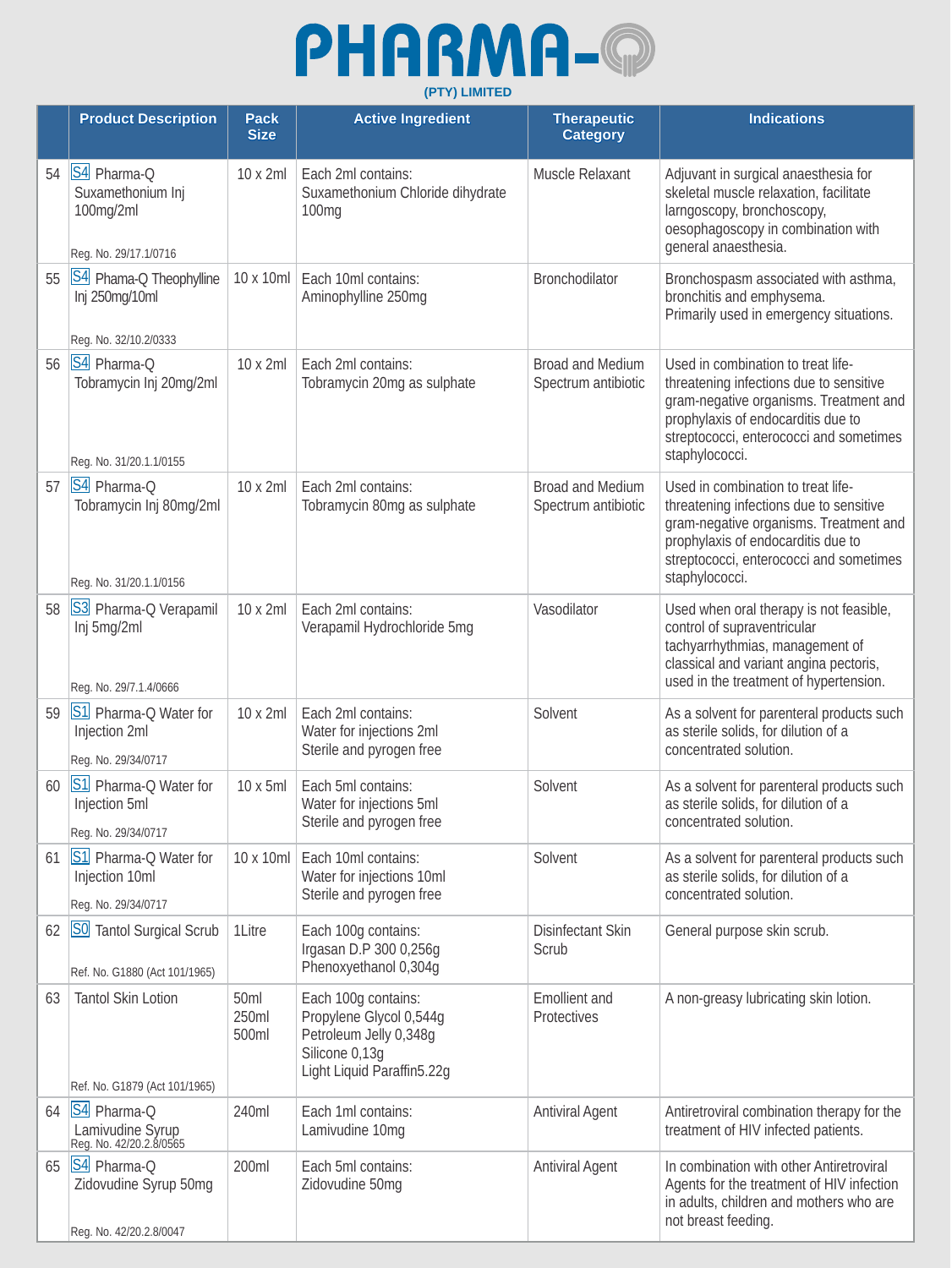# PHARMA-Q

**(PTY) LIMITED**

| | Product Description | Pack Size | Active Ingredient | Therapeutic Category | Indications |
|---|---|---|---|---|---|
| 54 | S4 Pharma-Q Suxamethonium Inj 100mg/2ml<br>Reg. No. 29/17.1/0716 | 10 x 2ml | Each 2ml contains:<br>Suxamethonium Chloride dihydrate 100mg | Muscle Relaxant | Adjuvant in surgical anaesthesia for skeletal muscle relaxation, facilitate larngoscopy, bronchoscopy, oesophagoscopy in combination with general anaesthesia. |
| 55 | S4 Phama-Q Theophylline Inj 250mg/10ml<br>Reg. No. 32/10.2/0333 | 10 x 10ml | Each 10ml contains:<br>Aminophylline 250mg | Bronchodilator | Bronchospasm associated with asthma, bronchitis and emphysema.<br>Primarily used in emergency situations. |
| 56 | S4 Pharma-Q Tobramycin Inj 20mg/2ml<br>Reg. No. 31/20.1.1/0155 | 10 x 2ml | Each 2ml contains:<br>Tobramycin 20mg as sulphate | Broad and Medium Spectrum antibiotic | Used in combination to treat life-threatening infections due to sensitive gram-negative organisms. Treatment and prophylaxis of endocarditis due to streptococci, enterococci and sometimes staphylococci. |
| 57 | S4 Pharma-Q Tobramycin Inj 80mg/2ml<br>Reg. No. 31/20.1.1/0156 | 10 x 2ml | Each 2ml contains:<br>Tobramycin 80mg as sulphate | Broad and Medium Spectrum antibiotic | Used in combination to treat life-threatening infections due to sensitive gram-negative organisms. Treatment and prophylaxis of endocarditis due to streptococci, enterococci and sometimes staphylococci. |
| 58 | S3 Pharma-Q Verapamil Inj 5mg/2ml<br>Reg. No. 29/7.1.4/0666 | 10 x 2ml | Each 2ml contains:<br>Verapamil Hydrochloride 5mg | Vasodilator | Used when oral therapy is not feasible, control of supraventricular tachyarrhythmias, management of classical and variant angina pectoris, used in the treatment of hypertension. |
| 59 | S1 Pharma-Q Water for Injection 2ml<br>Reg. No. 29/34/0717 | 10 x 2ml | Each 2ml contains:<br>Water for injections 2ml<br>Sterile and pyrogen free | Solvent | As a solvent for parenteral products such as sterile solids, for dilution of a concentrated solution. |
| 60 | S1 Pharma-Q Water for Injection 5ml<br>Reg. No. 29/34/0717 | 10 x 5ml | Each 5ml contains:<br>Water for injections 5ml<br>Sterile and pyrogen free | Solvent | As a solvent for parenteral products such as sterile solids, for dilution of a concentrated solution. |
| 61 | S1 Pharma-Q Water for Injection 10ml<br>Reg. No. 29/34/0717 | 10 x 10ml | Each 10ml contains:<br>Water for injections 10ml<br>Sterile and pyrogen free | Solvent | As a solvent for parenteral products such as sterile solids, for dilution of a concentrated solution. |
| 62 | S0 Tantol Surgical Scrub<br>Ref. No. G1880 (Act 101/1965) | 1Litre | Each 100g contains:<br>Irgasan D.P 300 0,256g<br>Phenoxyethanol 0,304g | Disinfectant Skin Scrub | General purpose skin scrub. |
| 63 | Tantol Skin Lotion<br>Ref. No. G1879 (Act 101/1965) | 50ml<br>250ml<br>500ml | Each 100g contains:<br>Propylene Glycol 0,544g<br>Petroleum Jelly 0,348g<br>Silicone 0,13g<br>Light Liquid Paraffin5.22g | Emollient and Protectives | A non-greasy lubricating skin lotion. |
| 64 | S4 Pharma-Q Lamivudine Syrup<br>Reg. No. 42/20.2.8/0565 | 240ml | Each 1ml contains:<br>Lamivudine 10mg | Antiviral Agent | Antiretroviral combination therapy for the treatment of HIV infected patients. |
| 65 | S4 Pharma-Q Zidovudine Syrup 50mg<br>Reg. No. 42/20.2.8/0047 | 200ml | Each 5ml contains:<br>Zidovudine 50mg | Antiviral Agent | In combination with other Antiretroviral Agents for the treatment of HIV infection in adults, children and mothers who are not breast feeding. |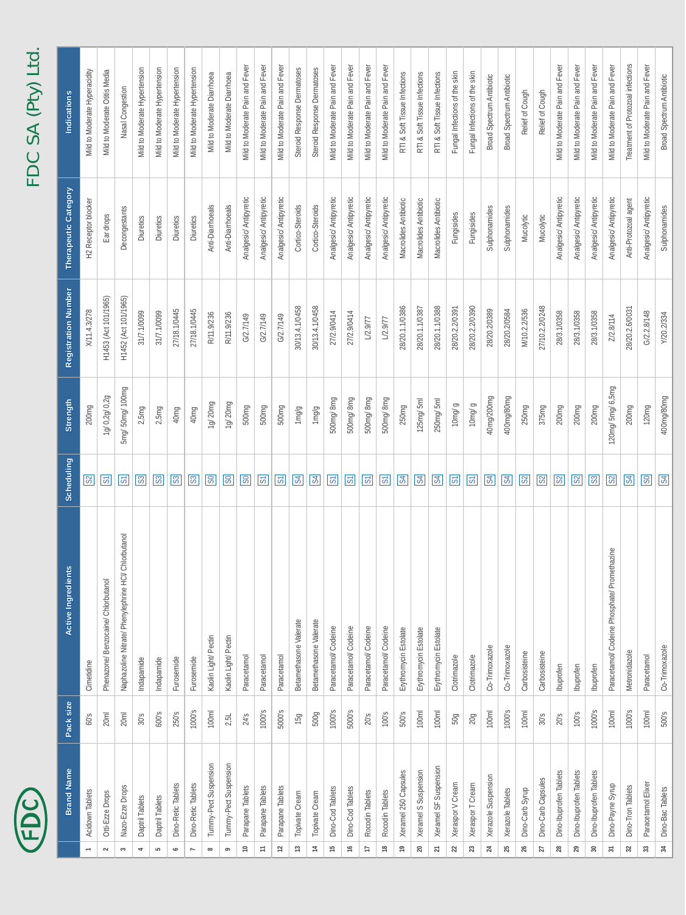# FDC SA (Pty) Ltd.

| | Brand Name | Pack size | Active Ingredients | Scheduling | Strength | Registration Number | Therapeutic Category | Indications |
|---|---|---|---|---|---|---|---|---|
| 1 | Acidown Tablets | 60's | Cimetidine | S2 | 200mg | X/11.4.3/278 | H2 Receptor blocker | Mild to Moderate Hyperacidity |
| 2 | Otti-Ezze Drops | 20ml | Phenazone/ Benzocaine/ Chlorbutanol | S1 | 1g/ 0.2g/ 0.2g | H1453 (Act 101/1965) | Ear drops | Mild to Moderate Otitis Media |
| 3 | Nazo-Ezze Drops | 20ml | Naphazoline Nitrate/ Phenylephrine HCl/ Chlorbutanol | S1 | 5mg/ 50mg/ 100mg | H1452 (Act 101/1965) | Decongestants | Nasal Congestion |
| 4 | Daptril Tablets | 30's | Indapamide | S3 | 2.5mg | 31/7.1/0099 | Diuretics | Mild to Moderate Hypertension |
| 5 | Daptril Tablets | 600's | Indapamide | S3 | 2.5mg | 31/7.1/0099 | Diuretics | Mild to Moderate Hypertension |
| 6 | Dino-Retic Tablets | 250's | Furosemide | S3 | 40mg | 27/18.1/0445 | Diuretics | Mild to Moderate Hypertension |
| 7 | Dino-Retic Tablets | 1000's | Furosemide | S3 | 40mg | 27/18.1/0445 | Diuretics | Mild to Moderate Hypertension |
| 8 | Tummy-Pect Suspension | 100ml | Kaolin Light/ Pectin | S0 | 1g/ 20mg | R/11.9/236 | Anti-Diarrhoeals | Mild to Moderate Diarrhoea |
| 9 | Tummy-Pect Suspension | 2.5L | Kaolin Light/ Pectin | S0 | 1g/ 20mg | R/11.9/236 | Anti-Diarrhoeals | Mild to Moderate Diarrhoea |
| 10 | Parapane Tablets | 24's | Paracetamol | S0 | 500mg | G/2.7/149 | Analgesic/ Antipyretic | Mild to Moderate Pain and Fever |
| 11 | Parapane Tablets | 1000's | Paracetamol | S1 | 500mg | G/2.7/149 | Analgesic/ Antipyretic | Mild to Moderate Pain and Fever |
| 12 | Parapane Tablets | 5000's | Paracetamol | S1 | 500mg | G/2.7/149 | Analgesic/ Antipyretic | Mild to Moderate Pain and Fever |
| 13 | Topivate Cream | 15g | Betamethasone Valerate | S4 | 1mg/g | 30/13.4.1/0458 | Cortico-Steroids | Steroid Response Dermatoses |
| 14 | Topivate Cream | 500g | Betamethasone Valerate | S4 | 1mg/g | 30/13.4.1/0458 | Cortico-Steroids | Steroid Response Dermatoses |
| 15 | Dino-Cod Tablets | 1000's | Paracetamol/ Codeine | S1 | 500mg/ 8mg | 27/2.9/0414 | Analgesic/ Antipyretic | Mild to Moderate Pain and Fever |
| 16 | Dino-Cod Tablets | 5000's | Paracetamol/ Codeine | S1 | 500mg/ 8mg | 27/2.9/0414 | Analgesic/ Antipyretic | Mild to Moderate Pain and Fever |
| 17 | Rocodin Tablets | 20's | Paracetamol/ Codeine | S1 | 500mg/ 8mg | L/2.9/77 | Analgesic/ Antipyretic | Mild to Moderate Pain and Fever |
| 18 | Rocodin Tablets | 100's | Paracetamol/ Codeine | S1 | 500mg/ 8mg | L/2.9/77 | Analgesic/ Antipyretic | Mild to Moderate Pain and Fever |
| 19 | Xeramel 250 Capsules | 500's | Erythromycin Estolate | S4 | 250mg | 28/20.1.1/0386 | Macrolides Antibiotic | RTI & Soft Tissue Infections |
| 20 | Xeramel S Suspension | 100ml | Erythromycin Estolate | S4 | 125mg/ 5ml | 28/20.1.1/0387 | Macrolides Antibiotic | RTI & Soft Tissue Infections |
| 21 | Xeramel SF Suspension | 100ml | Erythromycin Estolate | S4 | 250mg/ 5ml | 28/20.1.1/0388 | Macrolides Antibiotic | RTI & Soft Tissue Infections |
| 22 | Xeraspor V Cream | 50g | Clotrimazole | S1 | 10mg/ g | 28/20.2.2/0391 | Fungisides | Fungal Infections of the skin |
| 23 | Xeraspor T Cream | 20g | Clotrimazole | S1 | 10mg/ g | 28/20.2.2/0390 | Fungisides | Fungal Infections of the skin |
| 24 | Xerazole Suspension | 100ml | Co-Trimoxazole | S4 | 40mg/200mg | 28/20.2/0389 | Sulphonamides | Broad Spectrum Antibiotic |
| 25 | Xerazole Tablets | 1000's | Co-Trimoxazole | S4 | 400mg/80mg | 28/20.2/0584 | Sulphonamides | Broad Spectrum Antibiotic |
| 26 | Dino-Carb Syrup | 100ml | Carbosisteine | S2 | 250mg | M/10.2.2/536 | Mucolytic | Relief of Cough |
| 27 | Dino-Carb Capsules | 30's | Carbosisteine | S2 | 375mg | 27/10.2.2/0248 | Mucolytic | Relief of Cough |
| 28 | Dino-Ibuprofen Tablets | 20's | Ibuprofen | S2 | 200mg | 28/3.1/0358 | Analgesic/ Antipyretic | Mild to Moderate Pain and Fever |
| 29 | Dino-Ibuprofen Tablets | 100's | Ibuprofen | S2 | 200mg | 28/3.1/0358 | Analgesic/ Antipyretic | Mild to Moderate Pain and Fever |
| 30 | Dino-Ibuprofen Tablets | 1000's | Ibuprofen | S3 | 200mg | 28/3.1/0358 | Analgesic/ Antipyretic | Mild to Moderate Pain and Fever |
| 31 | Dino-Payne Syrup | 100ml | Paracetamol/ Codeine Phosphate/ Promethazine | S2 | 120mg/ 5mg/ 6.5mg | Z/2.8/114 | Analgesic/ Antipyretic | Mild to Moderate Pain and Fever |
| 32 | Dino-Tron Tablets | 1000's | Metronidazole | S4 | 200mg | 28/20.2.6/0031 | Anti-Protozoal agent | Treatment of Protozoal infections |
| 33 | Paracetamol Elixer | 100ml | Paracetamol | S0 | 120mg | G/2.2.8/148 | Analgesic/ Antipyretic | Mild to Moderate Pain and Fever |
| 34 | Dino-Bac Tablets | 500's | Co-Trimoxazole | S4 | 400mg/80mg | Y/20.2/334 | Sulphonamides | Broad Spectrum Antibiotic |